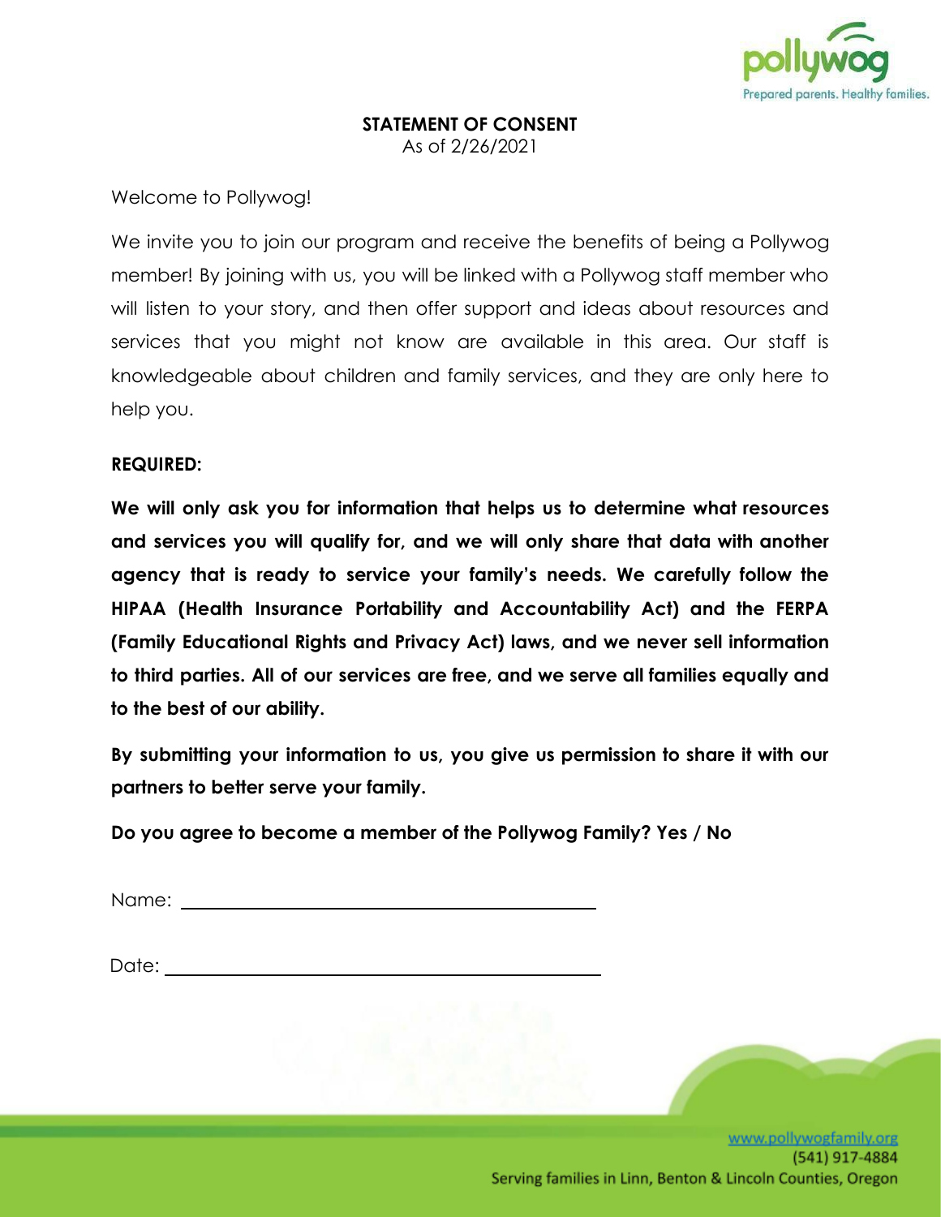## STATEMENT OF CONSENT

As of 2/26/2021

Welcome to Pollywog!

We invite you to join our program and receive the benefits of being a Pollywog member! By joining with us, you will be linked with a Pollywog staff member who will listen to your story, and then offer support and ideas about resources and services that you might not know are available in this area. Our staff is knowledgeable about children and family services, and they are only here to help you.

**REQUIRED:**

**We will only ask you for information that helps us to determine what resources and services you will qualify for, and we will only share that data with another agency that is ready to service your family's needs. We carefully follow the HIPAA (Health Insurance Portability and Accountability Act) and the FERPA (Family Educational Rights and Privacy Act) laws, and we never sell information to third parties. All of our services are free, and we serve all families equally and to the best of our ability.**

**By submitting your information to us, you give us permission to share it with our partners to better serve your family.**

**Do you agree to become a member of the Pollywog Family? Yes / No**

Name: ______________________________________

Date: ______________________________________

www.pollywogfamily.org
(541) 917-4884
Serving families in Linn, Benton & Lincoln Counties, Oregon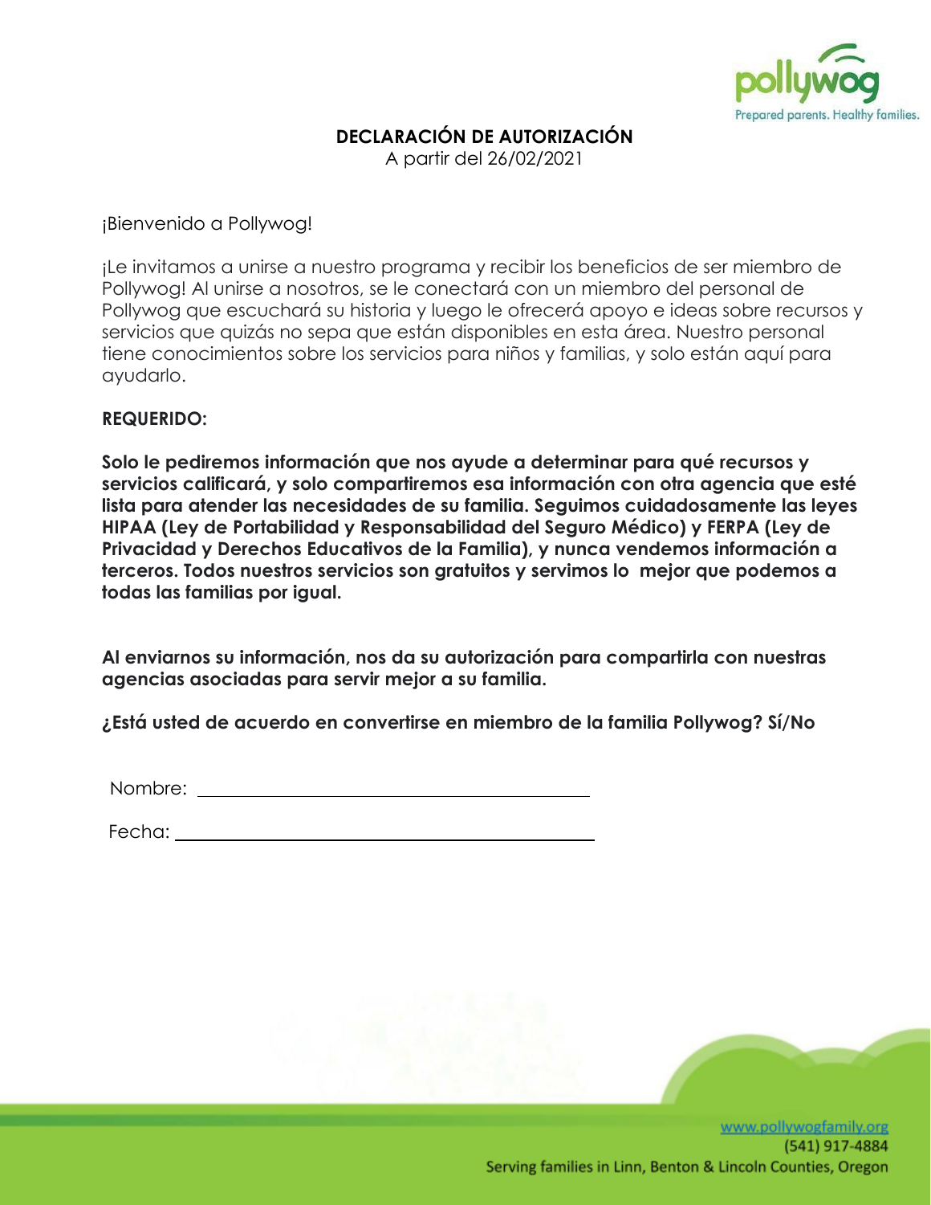# DECLARACIÓN DE AUTORIZACIÓN

A partir del 26/02/2021

¡Bienvenido a Pollywog!

¡Le invitamos a unirse a nuestro programa y recibir los beneficios de ser miembro de Pollywog! Al unirse a nosotros, se le conectará con un miembro del personal de Pollywog que escuchará su historia y luego le ofrecerá apoyo e ideas sobre recursos y servicios que quizás no sepa que están disponibles en esta área. Nuestro personal tiene conocimientos sobre los servicios para niños y familias, y solo están aquí para ayudarlo.

**REQUERIDO:**

**Solo le pediremos información que nos ayude a determinar para qué recursos y servicios calificará, y solo compartiremos esa información con otra agencia que esté lista para atender las necesidades de su familia. Seguimos cuidadosamente las leyes HIPAA (Ley de Portabilidad y Responsabilidad del Seguro Médico) y FERPA (Ley de Privacidad y Derechos Educativos de la Familia), y nunca vendemos información a terceros. Todos nuestros servicios son gratuitos y servimos lo mejor que podemos a todas las familias por igual.**

**Al enviarnos su información, nos da su autorización para compartirla con nuestras agencias asociadas para servir mejor a su familia.**

**¿Está usted de acuerdo en convertirse en miembro de la familia Pollywog? Sí/No**

Nombre: ______________________________

Fecha: ______________________________